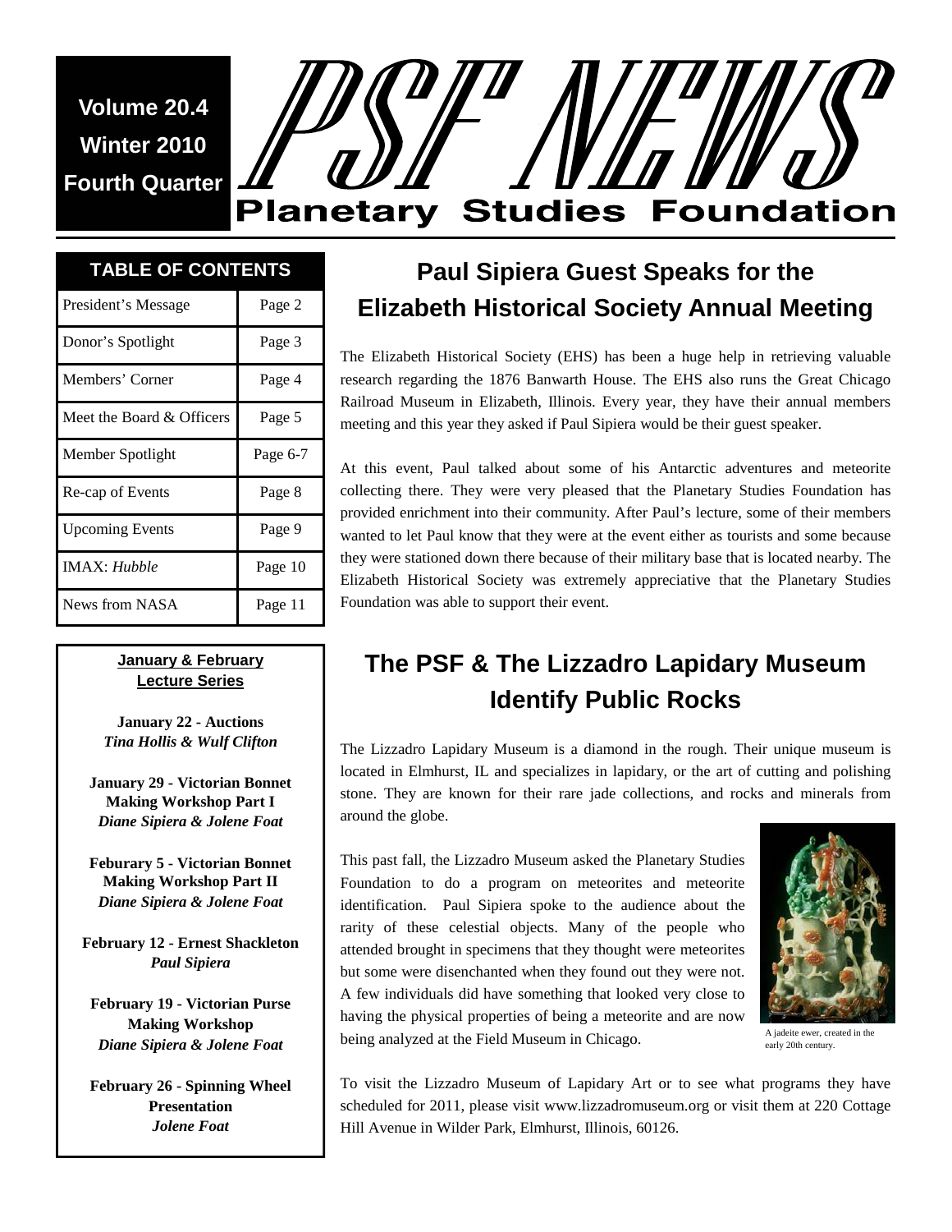**Volume 20.4**
**Winter 2010**
**Fourth Quarter**

# PSF NEWS
## Planetary Studies Foundation

### TABLE OF CONTENTS

| | |
|---|---|
| President's Message | Page 2 |
| Donor's Spotlight | Page 3 |
| Members' Corner | Page 4 |
| Meet the Board & Officers | Page 5 |
| Member Spotlight | Page 6-7 |
| Re-cap of Events | Page 8 |
| Upcoming Events | Page 9 |
| IMAX: *Hubble* | Page 10 |
| News from NASA | Page 11 |

**January & February Lecture Series**

**January 22 - Auctions**
***Tina Hollis & Wulf Clifton***

**January 29 - Victorian Bonnet Making Workshop Part I**
***Diane Sipiera & Jolene Foat***

**Feburary 5 - Victorian Bonnet Making Workshop Part II**
***Diane Sipiera & Jolene Foat***

**February 12 - Ernest Shackleton**
***Paul Sipiera***

**February 19 - Victorian Purse Making Workshop**
***Diane Sipiera & Jolene Foat***

**February 26 - Spinning Wheel Presentation**
***Jolene Foat***

## Paul Sipiera Guest Speaks for the Elizabeth Historical Society Annual Meeting

The Elizabeth Historical Society (EHS) has been a huge help in retrieving valuable research regarding the 1876 Banwarth House. The EHS also runs the Great Chicago Railroad Museum in Elizabeth, Illinois. Every year, they have their annual members meeting and this year they asked if Paul Sipiera would be their guest speaker.

At this event, Paul talked about some of his Antarctic adventures and meteorite collecting there. They were very pleased that the Planetary Studies Foundation has provided enrichment into their community. After Paul's lecture, some of their members wanted to let Paul know that they were at the event either as tourists and some because they were stationed down there because of their military base that is located nearby. The Elizabeth Historical Society was extremely appreciative that the Planetary Studies Foundation was able to support their event.

## The PSF & The Lizzadro Lapidary Museum Identify Public Rocks

The Lizzadro Lapidary Museum is a diamond in the rough. Their unique museum is located in Elmhurst, IL and specializes in lapidary, or the art of cutting and polishing stone. They are known for their rare jade collections, and rocks and minerals from around the globe.

This past fall, the Lizzadro Museum asked the Planetary Studies Foundation to do a program on meteorites and meteorite identification. Paul Sipiera spoke to the audience about the rarity of these celestial objects. Many of the people who attended brought in specimens that they thought were meteorites but some were disenchanted when they found out they were not. A few individuals did have something that looked very close to having the physical properties of being a meteorite and are now being analyzed at the Field Museum in Chicago.

A jadeite ewer, created in the early 20th century.

To visit the Lizzadro Museum of Lapidary Art or to see what programs they have scheduled for 2011, please visit www.lizzadromuseum.org or visit them at 220 Cottage Hill Avenue in Wilder Park, Elmhurst, Illinois, 60126.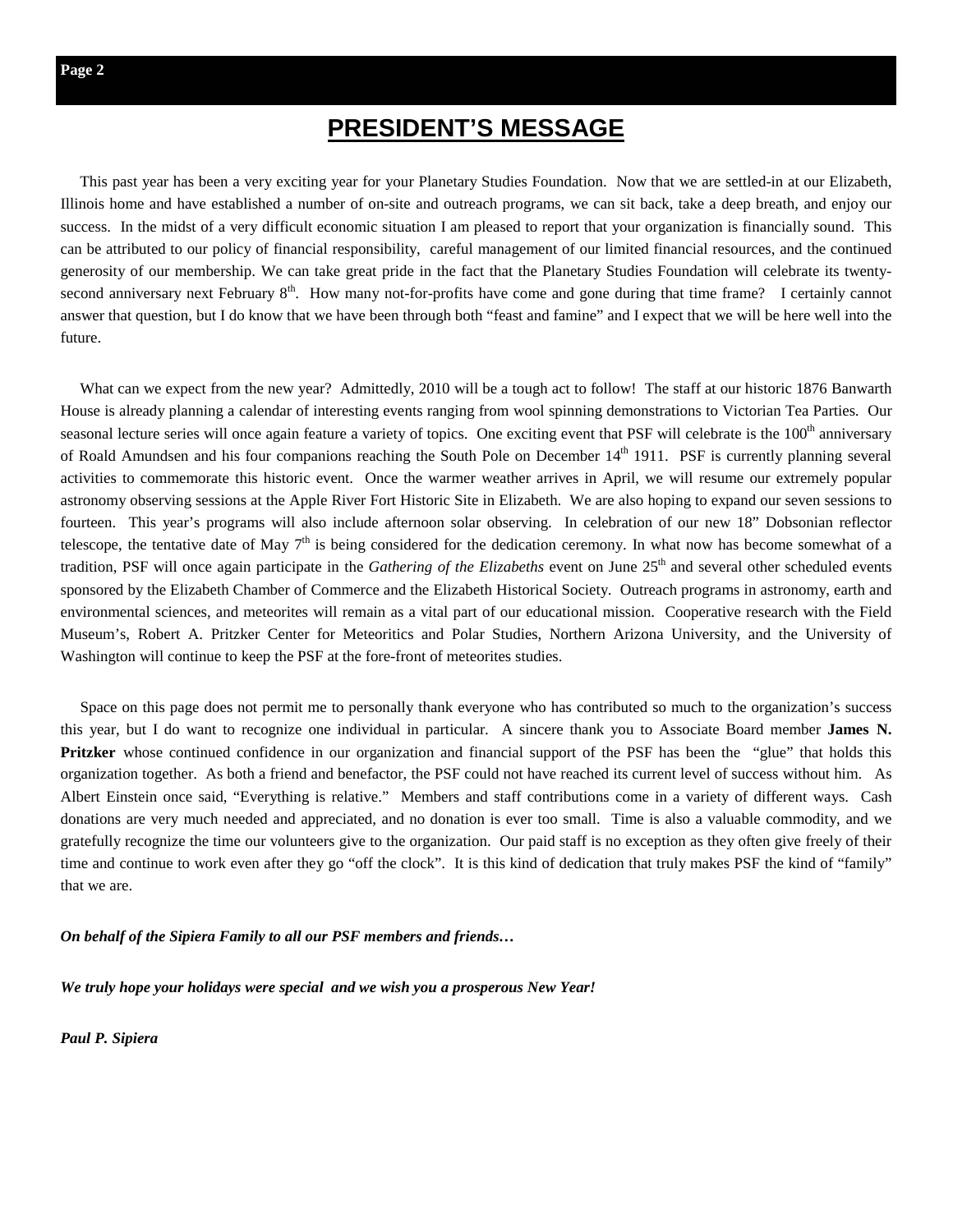# PRESIDENT'S MESSAGE

This past year has been a very exciting year for your Planetary Studies Foundation. Now that we are settled-in at our Elizabeth, Illinois home and have established a number of on-site and outreach programs, we can sit back, take a deep breath, and enjoy our success. In the midst of a very difficult economic situation I am pleased to report that your organization is financially sound. This can be attributed to our policy of financial responsibility, careful management of our limited financial resources, and the continued generosity of our membership. We can take great pride in the fact that the Planetary Studies Foundation will celebrate its twenty-second anniversary next February 8th. How many not-for-profits have come and gone during that time frame? I certainly cannot answer that question, but I do know that we have been through both "feast and famine" and I expect that we will be here well into the future.

What can we expect from the new year? Admittedly, 2010 will be a tough act to follow! The staff at our historic 1876 Banwarth House is already planning a calendar of interesting events ranging from wool spinning demonstrations to Victorian Tea Parties. Our seasonal lecture series will once again feature a variety of topics. One exciting event that PSF will celebrate is the 100th anniversary of Roald Amundsen and his four companions reaching the South Pole on December 14th 1911. PSF is currently planning several activities to commemorate this historic event. Once the warmer weather arrives in April, we will resume our extremely popular astronomy observing sessions at the Apple River Fort Historic Site in Elizabeth. We are also hoping to expand our seven sessions to fourteen. This year's programs will also include afternoon solar observing. In celebration of our new 18" Dobsonian reflector telescope, the tentative date of May 7th is being considered for the dedication ceremony. In what now has become somewhat of a tradition, PSF will once again participate in the *Gathering of the Elizabeths* event on June 25th and several other scheduled events sponsored by the Elizabeth Chamber of Commerce and the Elizabeth Historical Society. Outreach programs in astronomy, earth and environmental sciences, and meteorites will remain as a vital part of our educational mission. Cooperative research with the Field Museum's, Robert A. Pritzker Center for Meteoritics and Polar Studies, Northern Arizona University, and the University of Washington will continue to keep the PSF at the fore-front of meteorites studies.

Space on this page does not permit me to personally thank everyone who has contributed so much to the organization's success this year, but I do want to recognize one individual in particular. A sincere thank you to Associate Board member **James N. Pritzker** whose continued confidence in our organization and financial support of the PSF has been the "glue" that holds this organization together. As both a friend and benefactor, the PSF could not have reached its current level of success without him. As Albert Einstein once said, "Everything is relative." Members and staff contributions come in a variety of different ways. Cash donations are very much needed and appreciated, and no donation is ever too small. Time is also a valuable commodity, and we gratefully recognize the time our volunteers give to the organization. Our paid staff is no exception as they often give freely of their time and continue to work even after they go "off the clock". It is this kind of dedication that truly makes PSF the kind of "family" that we are.

***On behalf of the Sipiera Family to all our PSF members and friends…***

***We truly hope your holidays were special and we wish you a prosperous New Year!***

***Paul P. Sipiera***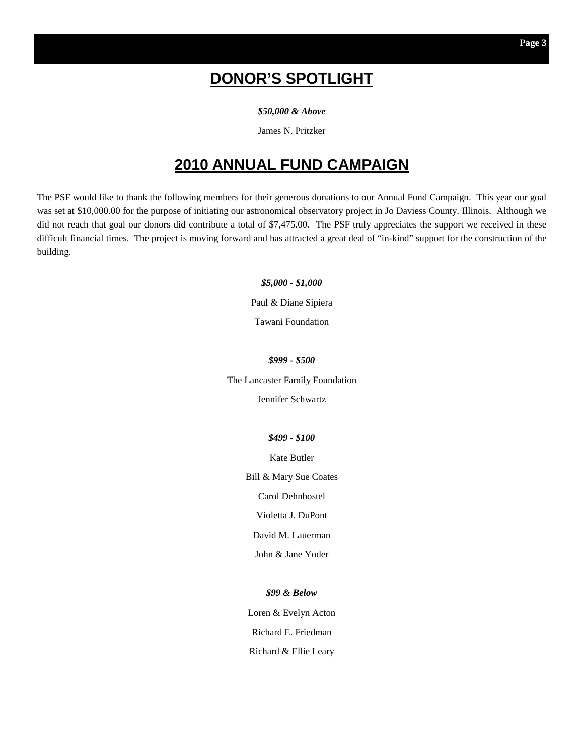## DONOR’S SPOTLIGHT

***$50,000 & Above***

James N. Pritzker

## 2010 ANNUAL FUND CAMPAIGN

The PSF would like to thank the following members for their generous donations to our Annual Fund Campaign. This year our goal was set at $10,000.00 for the purpose of initiating our astronomical observatory project in Jo Daviess County. Illinois. Although we did not reach that goal our donors did contribute a total of $7,475.00. The PSF truly appreciates the support we received in these difficult financial times. The project is moving forward and has attracted a great deal of “in-kind” support for the construction of the building.

***$5,000 - $1,000***

Paul & Diane Sipiera

Tawani Foundation

***$999 - $500***

The Lancaster Family Foundation

Jennifer Schwartz

***$499 - $100***

Kate Butler

Bill & Mary Sue Coates

Carol Dehnbostel

Violetta J. DuPont

David M. Lauerman

John & Jane Yoder

***$99 & Below***

Loren & Evelyn Acton

Richard E. Friedman

Richard & Ellie Leary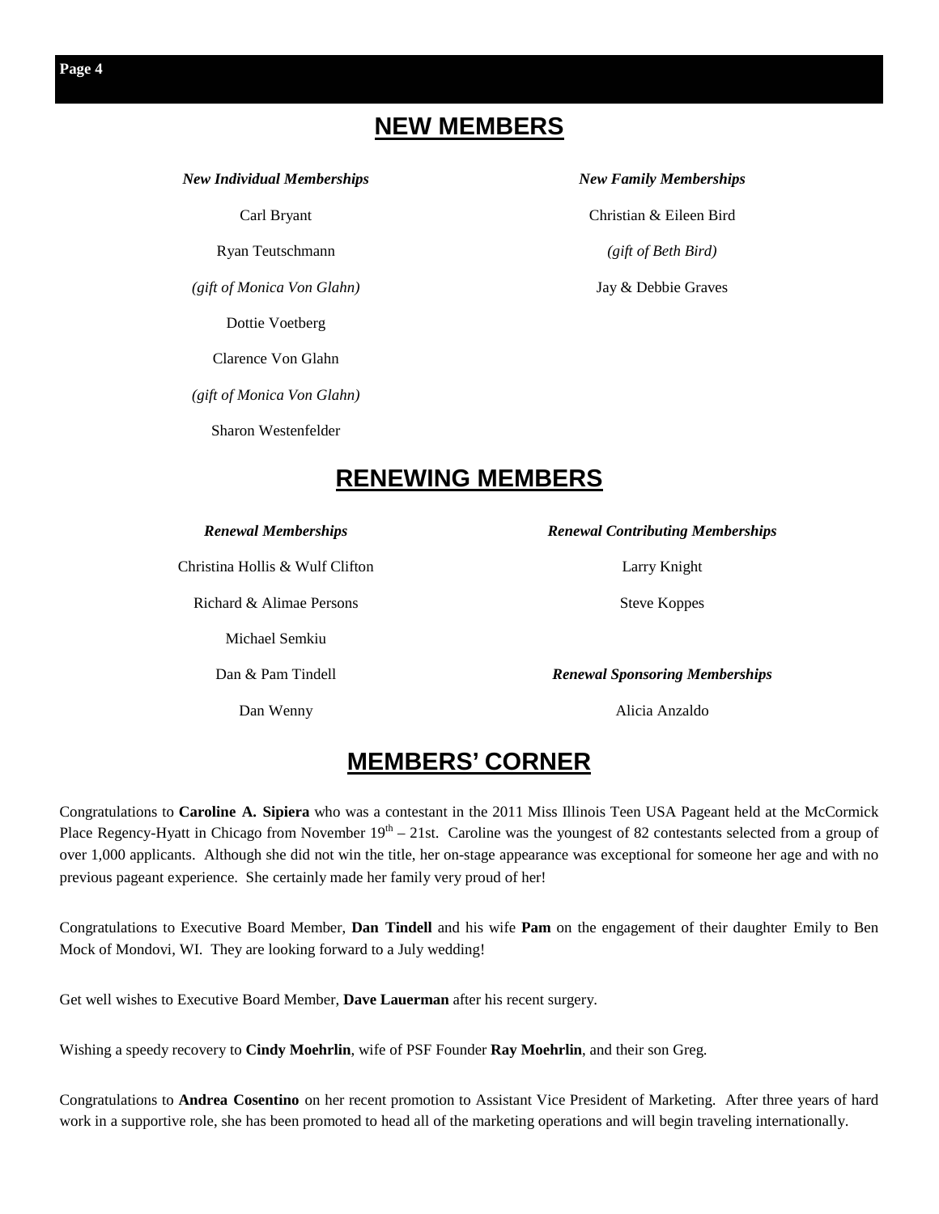## NEW MEMBERS

***New Individual Memberships***

Carl Bryant

Ryan Teutschmann

*(gift of Monica Von Glahn)*

Dottie Voetberg

Clarence Von Glahn

*(gift of Monica Von Glahn)*

Sharon Westenfelder

***New Family Memberships***

Christian & Eileen Bird

*(gift of Beth Bird)*

Jay & Debbie Graves

## RENEWING MEMBERS

***Renewal Memberships***

Christina Hollis & Wulf Clifton

Richard & Alimae Persons

Michael Semkiu

Dan & Pam Tindell

Dan Wenny

***Renewal Contributing Memberships***

Larry Knight

Steve Koppes

***Renewal Sponsoring Memberships***

Alicia Anzaldo

## MEMBERS' CORNER

Congratulations to **Caroline A. Sipiera** who was a contestant in the 2011 Miss Illinois Teen USA Pageant held at the McCormick Place Regency-Hyatt in Chicago from November 19th – 21st. Caroline was the youngest of 82 contestants selected from a group of over 1,000 applicants. Although she did not win the title, her on-stage appearance was exceptional for someone her age and with no previous pageant experience. She certainly made her family very proud of her!

Congratulations to Executive Board Member, **Dan Tindell** and his wife **Pam** on the engagement of their daughter Emily to Ben Mock of Mondovi, WI. They are looking forward to a July wedding!

Get well wishes to Executive Board Member, **Dave Lauerman** after his recent surgery.

Wishing a speedy recovery to **Cindy Moehrlin**, wife of PSF Founder **Ray Moehrlin**, and their son Greg.

Congratulations to **Andrea Cosentino** on her recent promotion to Assistant Vice President of Marketing. After three years of hard work in a supportive role, she has been promoted to head all of the marketing operations and will begin traveling internationally.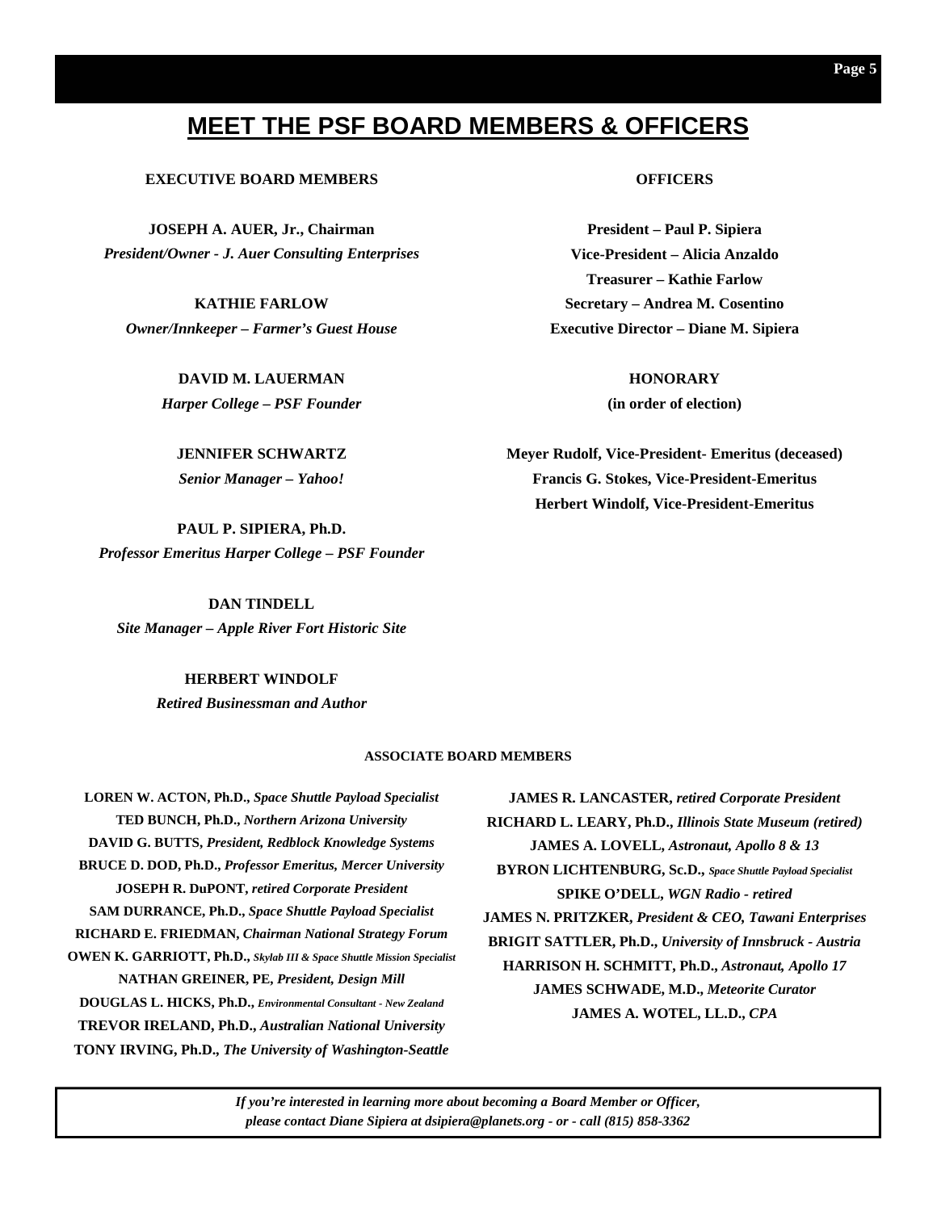# MEET THE PSF BOARD MEMBERS & OFFICERS

## EXECUTIVE BOARD MEMBERS

**JOSEPH A. AUER, Jr., Chairman**
*President/Owner - J. Auer Consulting Enterprises*

**KATHIE FARLOW**
*Owner/Innkeeper – Farmer's Guest House*

**DAVID M. LAUERMAN**
*Harper College – PSF Founder*

**JENNIFER SCHWARTZ**
*Senior Manager – Yahoo!*

**PAUL P. SIPIERA, Ph.D.**
*Professor Emeritus Harper College – PSF Founder*

**DAN TINDELL**
*Site Manager – Apple River Fort Historic Site*

**HERBERT WINDOLF**
*Retired Businessman and Author*

## OFFICERS

**President – Paul P. Sipiera**
**Vice-President – Alicia Anzaldo**
**Treasurer – Kathie Farlow**
**Secretary – Andrea M. Cosentino**
**Executive Director – Diane M. Sipiera**

### HONORARY
**(in order of election)**

**Meyer Rudolf, Vice-President- Emeritus (deceased)**
**Francis G. Stokes, Vice-President-Emeritus**
**Herbert Windolf, Vice-President-Emeritus**

## ASSOCIATE BOARD MEMBERS

**LOREN W. ACTON, Ph.D.,** *Space Shuttle Payload Specialist*
**TED BUNCH, Ph.D.,** *Northern Arizona University*
**DAVID G. BUTTS,** *President, Redblock Knowledge Systems*
**BRUCE D. DOD, Ph.D.,** *Professor Emeritus, Mercer University*
**JOSEPH R. DuPONT,** *retired Corporate President*
**SAM DURRANCE, Ph.D.,** *Space Shuttle Payload Specialist*
**RICHARD E. FRIEDMAN,** *Chairman National Strategy Forum*
**OWEN K. GARRIOTT, Ph.D.,** *Skylab III & Space Shuttle Mission Specialist*
**NATHAN GREINER, PE,** *President, Design Mill*
**DOUGLAS L. HICKS, Ph.D.,** *Environmental Consultant - New Zealand*
**TREVOR IRELAND, Ph.D.,** *Australian National University*
**TONY IRVING, Ph.D.,** *The University of Washington-Seattle*
**JAMES R. LANCASTER,** *retired Corporate President*
**RICHARD L. LEARY, Ph.D.,** *Illinois State Museum (retired)*
**JAMES A. LOVELL,** *Astronaut, Apollo 8 & 13*
**BYRON LICHTENBURG, Sc.D.,** *Space Shuttle Payload Specialist*
**SPIKE O'DELL,** *WGN Radio - retired*
**JAMES N. PRITZKER,** *President & CEO, Tawani Enterprises*
**BRIGIT SATTLER, Ph.D.,** *University of Innsbruck - Austria*
**HARRISON H. SCHMITT, Ph.D.,** *Astronaut, Apollo 17*
**JAMES SCHWADE, M.D.,** *Meteorite Curator*
**JAMES A. WOTEL, LL.D.,** *CPA*

*If you're interested in learning more about becoming a Board Member or Officer, please contact Diane Sipiera at dsipiera@planets.org - or - call (815) 858-3362*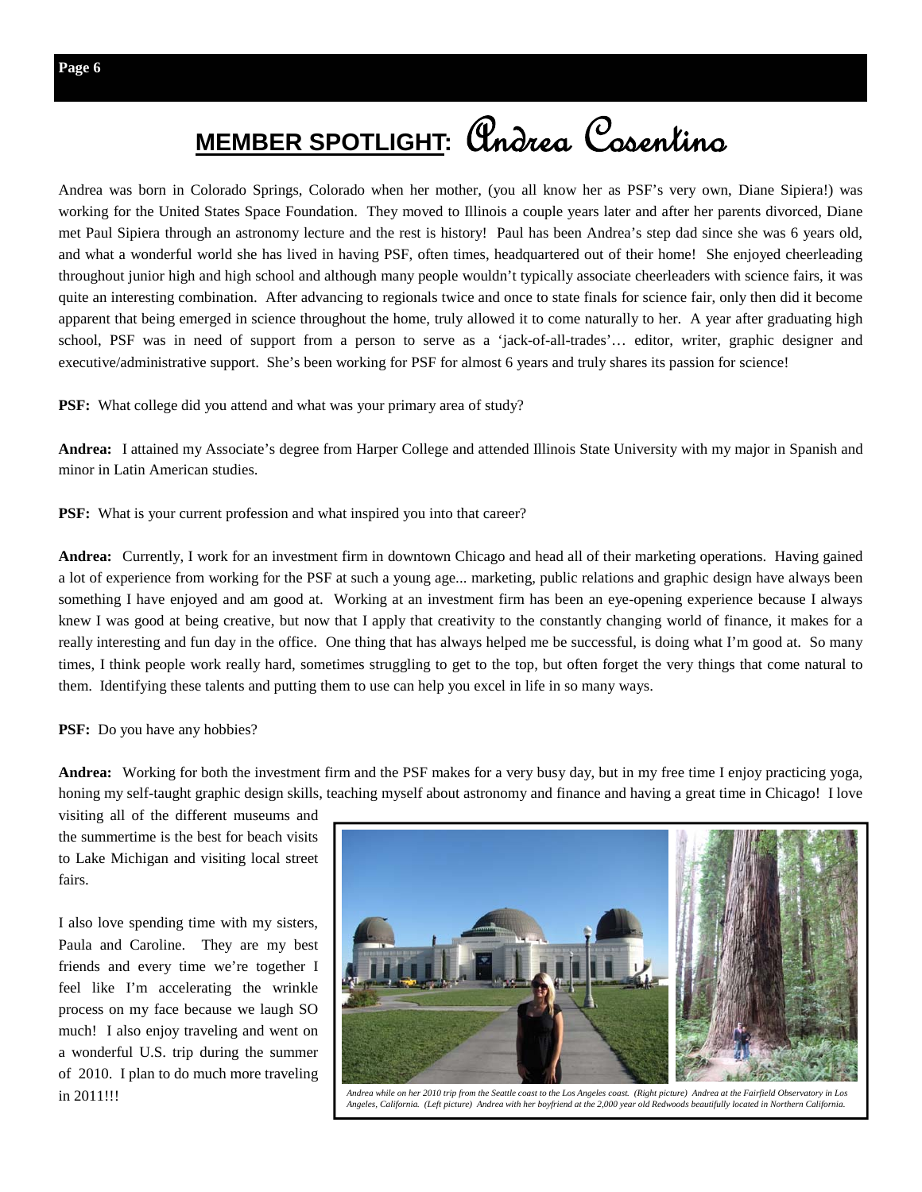# MEMBER SPOTLIGHT: Andrea Cosentino

Andrea was born in Colorado Springs, Colorado when her mother, (you all know her as PSF's very own, Diane Sipiera!) was working for the United States Space Foundation. They moved to Illinois a couple years later and after her parents divorced, Diane met Paul Sipiera through an astronomy lecture and the rest is history! Paul has been Andrea's step dad since she was 6 years old, and what a wonderful world she has lived in having PSF, often times, headquartered out of their home! She enjoyed cheerleading throughout junior high and high school and although many people wouldn't typically associate cheerleaders with science fairs, it was quite an interesting combination. After advancing to regionals twice and once to state finals for science fair, only then did it become apparent that being emerged in science throughout the home, truly allowed it to come naturally to her. A year after graduating high school, PSF was in need of support from a person to serve as a 'jack-of-all-trades'… editor, writer, graphic designer and executive/administrative support. She's been working for PSF for almost 6 years and truly shares its passion for science!

**PSF:** What college did you attend and what was your primary area of study?

**Andrea:** I attained my Associate's degree from Harper College and attended Illinois State University with my major in Spanish and minor in Latin American studies.

**PSF:** What is your current profession and what inspired you into that career?

**Andrea:** Currently, I work for an investment firm in downtown Chicago and head all of their marketing operations. Having gained a lot of experience from working for the PSF at such a young age... marketing, public relations and graphic design have always been something I have enjoyed and am good at. Working at an investment firm has been an eye-opening experience because I always knew I was good at being creative, but now that I apply that creativity to the constantly changing world of finance, it makes for a really interesting and fun day in the office. One thing that has always helped me be successful, is doing what I'm good at. So many times, I think people work really hard, sometimes struggling to get to the top, but often forget the very things that come natural to them. Identifying these talents and putting them to use can help you excel in life in so many ways.

**PSF:** Do you have any hobbies?

**Andrea:** Working for both the investment firm and the PSF makes for a very busy day, but in my free time I enjoy practicing yoga, honing my self-taught graphic design skills, teaching myself about astronomy and finance and having a great time in Chicago! I love visiting all of the different museums and the summertime is the best for beach visits to Lake Michigan and visiting local street fairs.

I also love spending time with my sisters, Paula and Caroline. They are my best friends and every time we're together I feel like I'm accelerating the wrinkle process on my face because we laugh SO much! I also enjoy traveling and went on a wonderful U.S. trip during the summer of 2010. I plan to do much more traveling in 2011!!!

*Andrea while on her 2010 trip from the Seattle coast to the Los Angeles coast. (Right picture) Andrea at the Fairfield Observatory in Los Angeles, California. (Left picture) Andrea with her boyfriend at the 2,000 year old Redwoods beautifully located in Northern California.*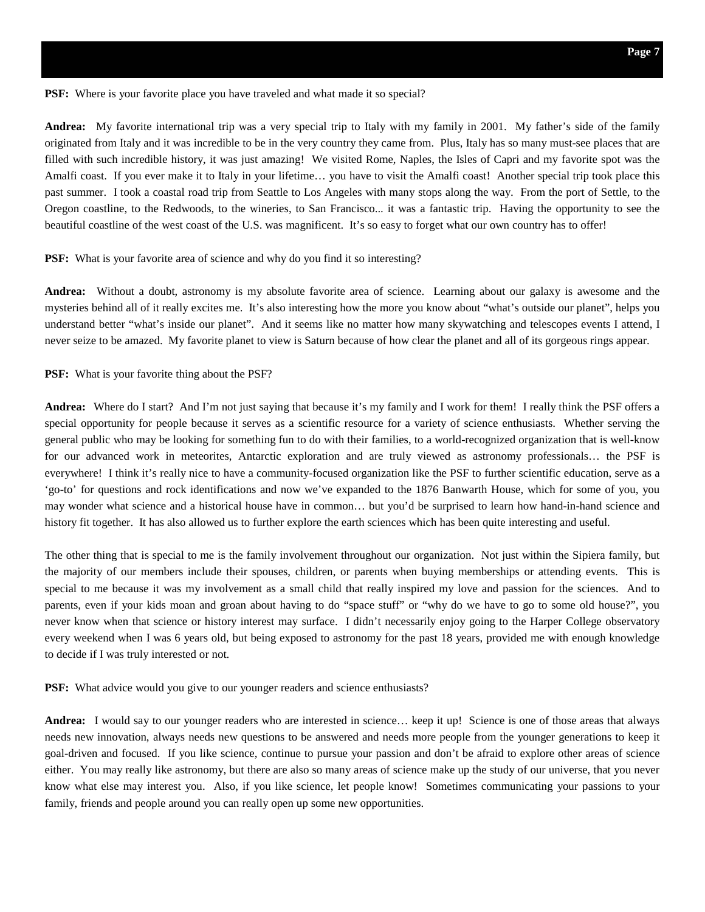**PSF:** Where is your favorite place you have traveled and what made it so special?

**Andrea:** My favorite international trip was a very special trip to Italy with my family in 2001. My father's side of the family originated from Italy and it was incredible to be in the very country they came from. Plus, Italy has so many must-see places that are filled with such incredible history, it was just amazing! We visited Rome, Naples, the Isles of Capri and my favorite spot was the Amalfi coast. If you ever make it to Italy in your lifetime… you have to visit the Amalfi coast! Another special trip took place this past summer. I took a coastal road trip from Seattle to Los Angeles with many stops along the way. From the port of Settle, to the Oregon coastline, to the Redwoods, to the wineries, to San Francisco... it was a fantastic trip. Having the opportunity to see the beautiful coastline of the west coast of the U.S. was magnificent. It's so easy to forget what our own country has to offer!

**PSF:** What is your favorite area of science and why do you find it so interesting?

**Andrea:** Without a doubt, astronomy is my absolute favorite area of science. Learning about our galaxy is awesome and the mysteries behind all of it really excites me. It's also interesting how the more you know about "what's outside our planet", helps you understand better "what's inside our planet". And it seems like no matter how many skywatching and telescopes events I attend, I never seize to be amazed. My favorite planet to view is Saturn because of how clear the planet and all of its gorgeous rings appear.

**PSF:** What is your favorite thing about the PSF?

**Andrea:** Where do I start? And I'm not just saying that because it's my family and I work for them! I really think the PSF offers a special opportunity for people because it serves as a scientific resource for a variety of science enthusiasts. Whether serving the general public who may be looking for something fun to do with their families, to a world-recognized organization that is well-know for our advanced work in meteorites, Antarctic exploration and are truly viewed as astronomy professionals… the PSF is everywhere! I think it's really nice to have a community-focused organization like the PSF to further scientific education, serve as a 'go-to' for questions and rock identifications and now we've expanded to the 1876 Banwarth House, which for some of you, you may wonder what science and a historical house have in common… but you'd be surprised to learn how hand-in-hand science and history fit together. It has also allowed us to further explore the earth sciences which has been quite interesting and useful.

The other thing that is special to me is the family involvement throughout our organization. Not just within the Sipiera family, but the majority of our members include their spouses, children, or parents when buying memberships or attending events. This is special to me because it was my involvement as a small child that really inspired my love and passion for the sciences. And to parents, even if your kids moan and groan about having to do "space stuff" or "why do we have to go to some old house?", you never know when that science or history interest may surface. I didn't necessarily enjoy going to the Harper College observatory every weekend when I was 6 years old, but being exposed to astronomy for the past 18 years, provided me with enough knowledge to decide if I was truly interested or not.

**PSF:** What advice would you give to our younger readers and science enthusiasts?

**Andrea:** I would say to our younger readers who are interested in science… keep it up! Science is one of those areas that always needs new innovation, always needs new questions to be answered and needs more people from the younger generations to keep it goal-driven and focused. If you like science, continue to pursue your passion and don't be afraid to explore other areas of science either. You may really like astronomy, but there are also so many areas of science make up the study of our universe, that you never know what else may interest you. Also, if you like science, let people know! Sometimes communicating your passions to your family, friends and people around you can really open up some new opportunities.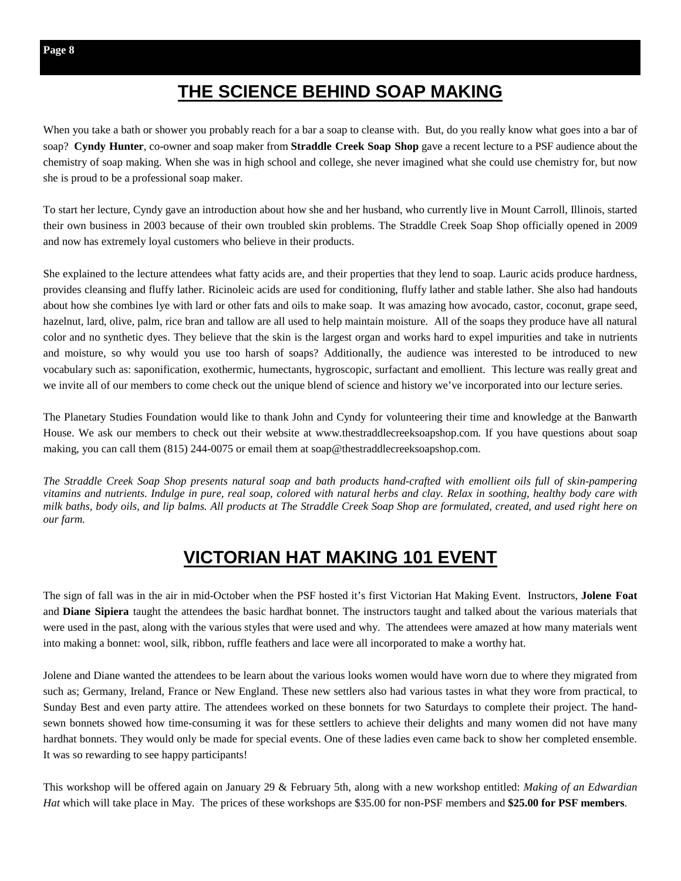# THE SCIENCE BEHIND SOAP MAKING

When you take a bath or shower you probably reach for a bar a soap to cleanse with. But, do you really know what goes into a bar of soap? **Cyndy Hunter**, co-owner and soap maker from **Straddle Creek Soap Shop** gave a recent lecture to a PSF audience about the chemistry of soap making. When she was in high school and college, she never imagined what she could use chemistry for, but now she is proud to be a professional soap maker.

To start her lecture, Cyndy gave an introduction about how she and her husband, who currently live in Mount Carroll, Illinois, started their own business in 2003 because of their own troubled skin problems. The Straddle Creek Soap Shop officially opened in 2009 and now has extremely loyal customers who believe in their products.

She explained to the lecture attendees what fatty acids are, and their properties that they lend to soap. Lauric acids produce hardness, provides cleansing and fluffy lather. Ricinoleic acids are used for conditioning, fluffy lather and stable lather. She also had handouts about how she combines lye with lard or other fats and oils to make soap. It was amazing how avocado, castor, coconut, grape seed, hazelnut, lard, olive, palm, rice bran and tallow are all used to help maintain moisture. All of the soaps they produce have all natural color and no synthetic dyes. They believe that the skin is the largest organ and works hard to expel impurities and take in nutrients and moisture, so why would you use too harsh of soaps? Additionally, the audience was interested to be introduced to new vocabulary such as: saponification, exothermic, humectants, hygroscopic, surfactant and emollient. This lecture was really great and we invite all of our members to come check out the unique blend of science and history we've incorporated into our lecture series.

The Planetary Studies Foundation would like to thank John and Cyndy for volunteering their time and knowledge at the Banwarth House. We ask our members to check out their website at www.thestraddlecreeksoapshop.com. If you have questions about soap making, you can call them (815) 244-0075 or email them at soap@thestraddlecreeksoapshop.com.

*The Straddle Creek Soap Shop presents natural soap and bath products hand-crafted with emollient oils full of skin-pampering vitamins and nutrients. Indulge in pure, real soap, colored with natural herbs and clay. Relax in soothing, healthy body care with milk baths, body oils, and lip balms. All products at The Straddle Creek Soap Shop are formulated, created, and used right here on our farm.*

# VICTORIAN HAT MAKING 101 EVENT

The sign of fall was in the air in mid-October when the PSF hosted it's first Victorian Hat Making Event. Instructors, **Jolene Foat** and **Diane Sipiera** taught the attendees the basic hardhat bonnet. The instructors taught and talked about the various materials that were used in the past, along with the various styles that were used and why. The attendees were amazed at how many materials went into making a bonnet: wool, silk, ribbon, ruffle feathers and lace were all incorporated to make a worthy hat.

Jolene and Diane wanted the attendees to be learn about the various looks women would have worn due to where they migrated from such as; Germany, Ireland, France or New England. These new settlers also had various tastes in what they wore from practical, to Sunday Best and even party attire. The attendees worked on these bonnets for two Saturdays to complete their project. The hand-sewn bonnets showed how time-consuming it was for these settlers to achieve their delights and many women did not have many hardhat bonnets. They would only be made for special events. One of these ladies even came back to show her completed ensemble. It was so rewarding to see happy participants!

This workshop will be offered again on January 29 & February 5th, along with a new workshop entitled: *Making of an Edwardian Hat* which will take place in May. The prices of these workshops are $35.00 for non-PSF members and **$25.00 for PSF members**.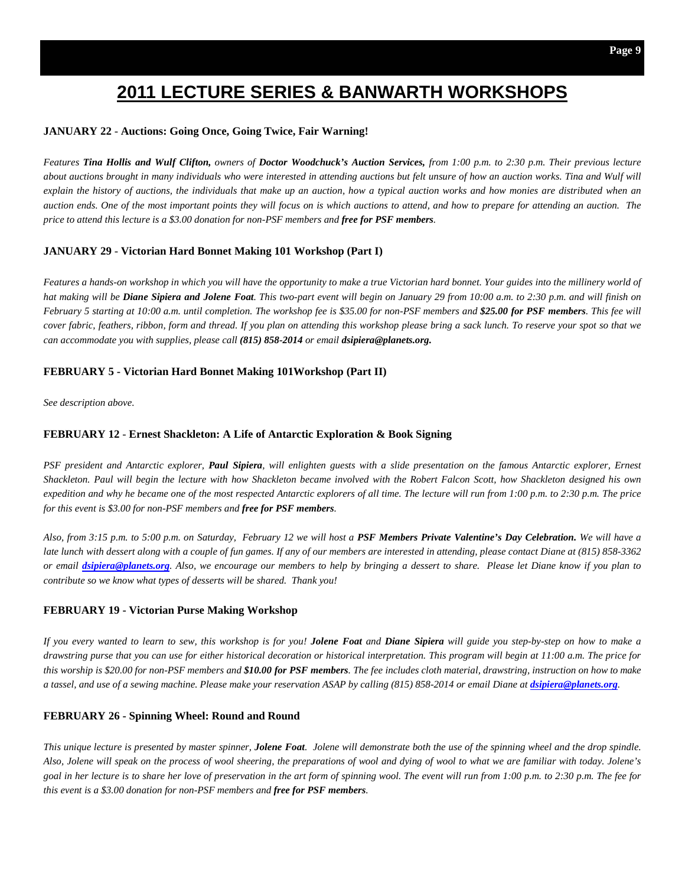# 2011 LECTURE SERIES & BANWARTH WORKSHOPS

**JANUARY 22 - Auctions: Going Once, Going Twice, Fair Warning!**

*Features **Tina Hollis and Wulf Clifton,** owners of **Doctor Woodchuck's Auction Services,** from 1:00 p.m. to 2:30 p.m. Their previous lecture about auctions brought in many individuals who were interested in attending auctions but felt unsure of how an auction works. Tina and Wulf will explain the history of auctions, the individuals that make up an auction, how a typical auction works and how monies are distributed when an auction ends. One of the most important points they will focus on is which auctions to attend, and how to prepare for attending an auction. The price to attend this lecture is a $3.00 donation for non-PSF members and **free for PSF members**.*

**JANUARY 29 - Victorian Hard Bonnet Making 101 Workshop (Part I)**

*Features a hands-on workshop in which you will have the opportunity to make a true Victorian hard bonnet. Your guides into the millinery world of hat making will be **Diane Sipiera and Jolene Foat**. This two-part event will begin on January 29 from 10:00 a.m. to 2:30 p.m. and will finish on February 5 starting at 10:00 a.m. until completion. The workshop fee is $35.00 for non-PSF members and **$25.00 for PSF members**. This fee will cover fabric, feathers, ribbon, form and thread. If you plan on attending this workshop please bring a sack lunch. To reserve your spot so that we can accommodate you with supplies, please call **(815) 858-2014** or email **dsipiera@planets.org.***

**FEBRUARY 5 - Victorian Hard Bonnet Making 101Workshop (Part II)**

*See description above.*

**FEBRUARY 12 - Ernest Shackleton: A Life of Antarctic Exploration & Book Signing**

*PSF president and Antarctic explorer, **Paul Sipiera**, will enlighten guests with a slide presentation on the famous Antarctic explorer, Ernest Shackleton. Paul will begin the lecture with how Shackleton became involved with the Robert Falcon Scott, how Shackleton designed his own expedition and why he became one of the most respected Antarctic explorers of all time. The lecture will run from 1:00 p.m. to 2:30 p.m. The price for this event is $3.00 for non-PSF members and **free for PSF members**.*

*Also, from 3:15 p.m. to 5:00 p.m. on Saturday, February 12 we will host a **PSF Members Private Valentine's Day Celebration.** We will have a late lunch with dessert along with a couple of fun games. If any of our members are interested in attending, please contact Diane at (815) 858-3362 or email **dsipiera@planets.org**. Also, we encourage our members to help by bringing a dessert to share. Please let Diane know if you plan to contribute so we know what types of desserts will be shared. Thank you!*

**FEBRUARY 19 - Victorian Purse Making Workshop**

*If you every wanted to learn to sew, this workshop is for you! **Jolene Foat** and **Diane Sipiera** will guide you step-by-step on how to make a drawstring purse that you can use for either historical decoration or historical interpretation. This program will begin at 11:00 a.m. The price for this worship is $20.00 for non-PSF members and **$10.00 for PSF members**. The fee includes cloth material, drawstring, instruction on how to make a tassel, and use of a sewing machine. Please make your reservation ASAP by calling (815) 858-2014 or email Diane at **dsipiera@planets.org**.*

**FEBRUARY 26 - Spinning Wheel: Round and Round**

*This unique lecture is presented by master spinner, **Jolene Foat**. Jolene will demonstrate both the use of the spinning wheel and the drop spindle. Also, Jolene will speak on the process of wool sheering, the preparations of wool and dying of wool to what we are familiar with today. Jolene's goal in her lecture is to share her love of preservation in the art form of spinning wool. The event will run from 1:00 p.m. to 2:30 p.m. The fee for this event is a $3.00 donation for non-PSF members and **free for PSF members**.*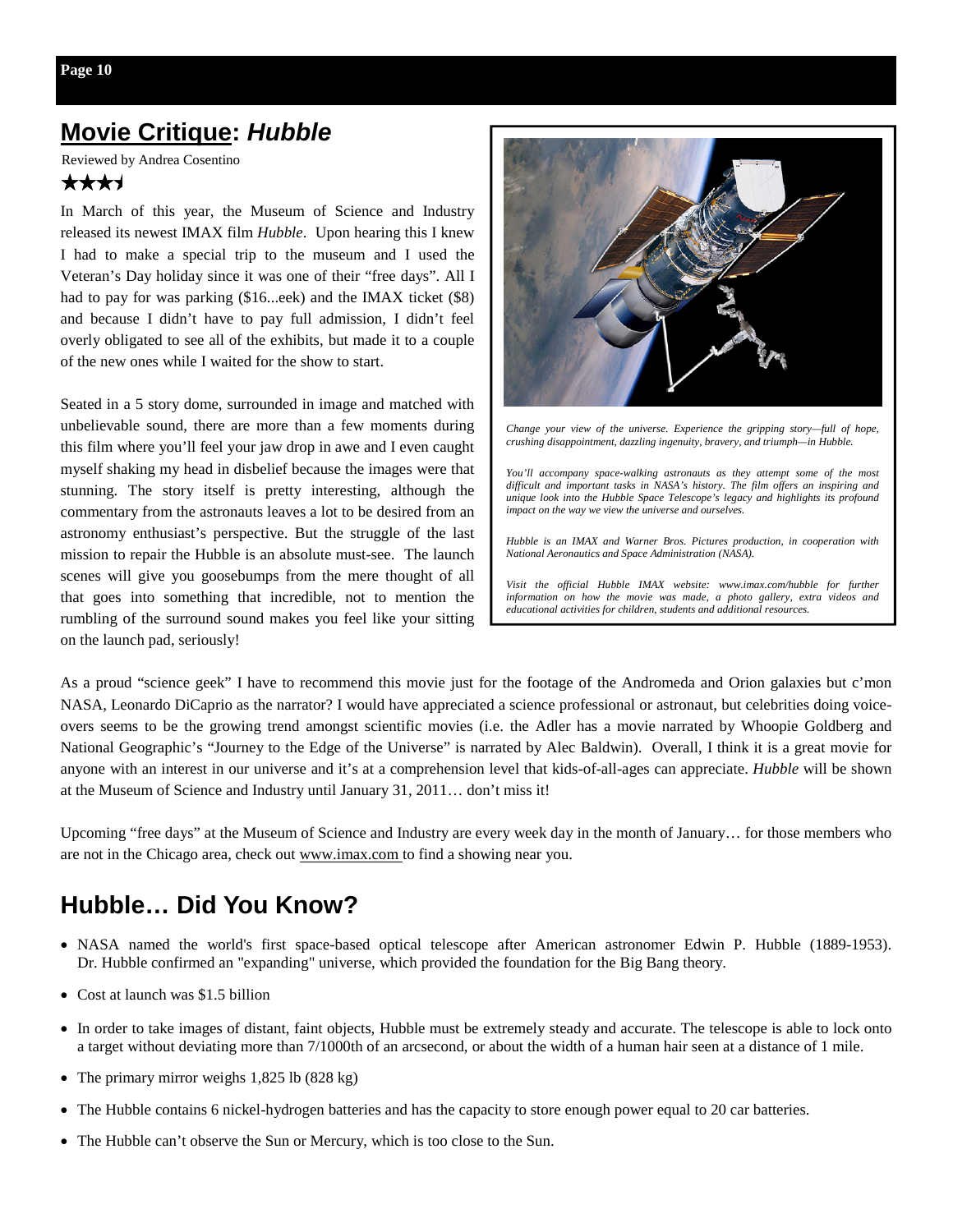## Movie Critique: *Hubble*

Reviewed by Andrea Cosentino

★★★½

In March of this year, the Museum of Science and Industry released its newest IMAX film *Hubble*. Upon hearing this I knew I had to make a special trip to the museum and I used the Veteran's Day holiday since it was one of their "free days". All I had to pay for was parking ($16...eek) and the IMAX ticket ($8) and because I didn't have to pay full admission, I didn't feel overly obligated to see all of the exhibits, but made it to a couple of the new ones while I waited for the show to start.

Seated in a 5 story dome, surrounded in image and matched with unbelievable sound, there are more than a few moments during this film where you'll feel your jaw drop in awe and I even caught myself shaking my head in disbelief because the images were that stunning. The story itself is pretty interesting, although the commentary from the astronauts leaves a lot to be desired from an astronomy enthusiast's perspective. But the struggle of the last mission to repair the Hubble is an absolute must-see. The launch scenes will give you goosebumps from the mere thought of all that goes into something that incredible, not to mention the rumbling of the surround sound makes you feel like your sitting on the launch pad, seriously!

*Change your view of the universe. Experience the gripping story—full of hope, crushing disappointment, dazzling ingenuity, bravery, and triumph—in Hubble.*

*You'll accompany space-walking astronauts as they attempt some of the most difficult and important tasks in NASA's history. The film offers an inspiring and unique look into the Hubble Space Telescope's legacy and highlights its profound impact on the way we view the universe and ourselves.*

*Hubble is an IMAX and Warner Bros. Pictures production, in cooperation with National Aeronautics and Space Administration (NASA).*

*Visit the official Hubble IMAX website: www.imax.com/hubble for further information on how the movie was made, a photo gallery, extra videos and educational activities for children, students and additional resources.*

As a proud "science geek" I have to recommend this movie just for the footage of the Andromeda and Orion galaxies but c'mon NASA, Leonardo DiCaprio as the narrator? I would have appreciated a science professional or astronaut, but celebrities doing voice-overs seems to be the growing trend amongst scientific movies (i.e. the Adler has a movie narrated by Whoopie Goldberg and National Geographic's "Journey to the Edge of the Universe" is narrated by Alec Baldwin). Overall, I think it is a great movie for anyone with an interest in our universe and it's at a comprehension level that kids-of-all-ages can appreciate. *Hubble* will be shown at the Museum of Science and Industry until January 31, 2011… don't miss it!

Upcoming "free days" at the Museum of Science and Industry are every week day in the month of January… for those members who are not in the Chicago area, check out www.imax.com to find a showing near you.

## Hubble… Did You Know?

- NASA named the world's first space-based optical telescope after American astronomer Edwin P. Hubble (1889-1953). Dr. Hubble confirmed an "expanding" universe, which provided the foundation for the Big Bang theory.
- Cost at launch was $1.5 billion
- In order to take images of distant, faint objects, Hubble must be extremely steady and accurate. The telescope is able to lock onto a target without deviating more than 7/1000th of an arcsecond, or about the width of a human hair seen at a distance of 1 mile.
- The primary mirror weighs 1,825 lb (828 kg)
- The Hubble contains 6 nickel-hydrogen batteries and has the capacity to store enough power equal to 20 car batteries.
- The Hubble can't observe the Sun or Mercury, which is too close to the Sun.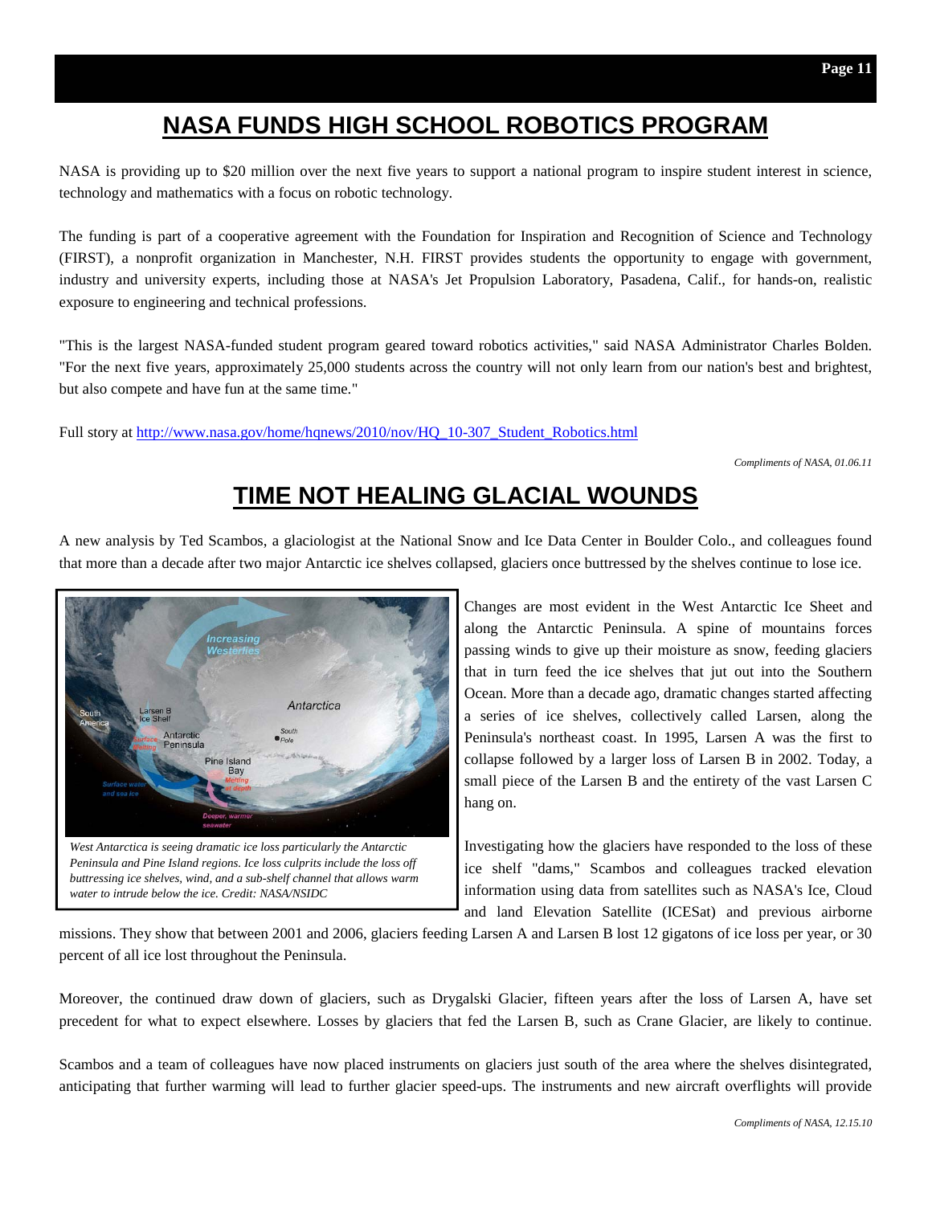## NASA FUNDS HIGH SCHOOL ROBOTICS PROGRAM

NASA is providing up to $20 million over the next five years to support a national program to inspire student interest in science, technology and mathematics with a focus on robotic technology.

The funding is part of a cooperative agreement with the Foundation for Inspiration and Recognition of Science and Technology (FIRST), a nonprofit organization in Manchester, N.H. FIRST provides students the opportunity to engage with government, industry and university experts, including those at NASA's Jet Propulsion Laboratory, Pasadena, Calif., for hands-on, realistic exposure to engineering and technical professions.

"This is the largest NASA-funded student program geared toward robotics activities," said NASA Administrator Charles Bolden. "For the next five years, approximately 25,000 students across the country will not only learn from our nation's best and brightest, but also compete and have fun at the same time."

Full story at http://www.nasa.gov/home/hqnews/2010/nov/HQ_10-307_Student_Robotics.html

*Compliments of NASA, 01.06.11*

## TIME NOT HEALING GLACIAL WOUNDS

A new analysis by Ted Scambos, a glaciologist at the National Snow and Ice Data Center in Boulder Colo., and colleagues found that more than a decade after two major Antarctic ice shelves collapsed, glaciers once buttressed by the shelves continue to lose ice.

*West Antarctica is seeing dramatic ice loss particularly the Antarctic Peninsula and Pine Island regions. Ice loss culprits include the loss off buttressing ice shelves, wind, and a sub-shelf channel that allows warm water to intrude below the ice. Credit: NASA/NSIDC*

Changes are most evident in the West Antarctic Ice Sheet and along the Antarctic Peninsula. A spine of mountains forces passing winds to give up their moisture as snow, feeding glaciers that in turn feed the ice shelves that jut out into the Southern Ocean. More than a decade ago, dramatic changes started affecting a series of ice shelves, collectively called Larsen, along the Peninsula's northeast coast. In 1995, Larsen A was the first to collapse followed by a larger loss of Larsen B in 2002. Today, a small piece of the Larsen B and the entirety of the vast Larsen C hang on.

Investigating how the glaciers have responded to the loss of these ice shelf "dams," Scambos and colleagues tracked elevation information using data from satellites such as NASA's Ice, Cloud and land Elevation Satellite (ICESat) and previous airborne missions. They show that between 2001 and 2006, glaciers feeding Larsen A and Larsen B lost 12 gigatons of ice loss per year, or 30 percent of all ice lost throughout the Peninsula.

Moreover, the continued draw down of glaciers, such as Drygalski Glacier, fifteen years after the loss of Larsen A, have set precedent for what to expect elsewhere. Losses by glaciers that fed the Larsen B, such as Crane Glacier, are likely to continue.

Scambos and a team of colleagues have now placed instruments on glaciers just south of the area where the shelves disintegrated, anticipating that further warming will lead to further glacier speed-ups. The instruments and new aircraft overflights will provide

*Compliments of NASA, 12.15.10*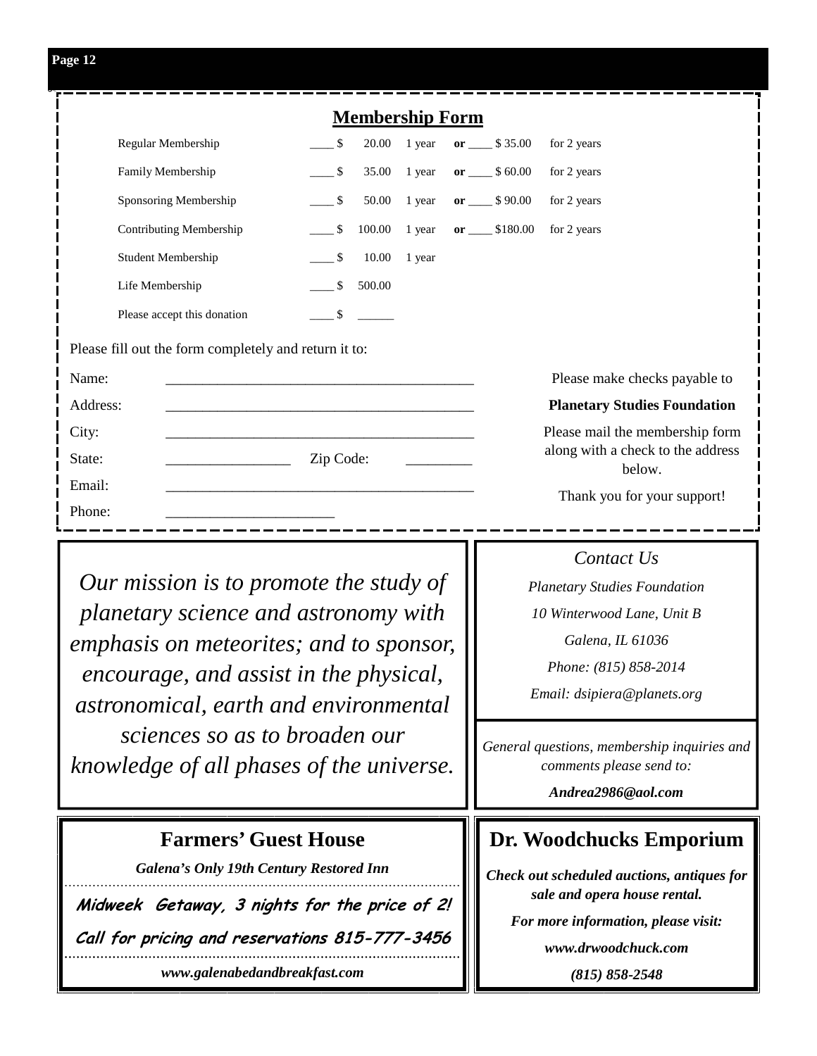## Membership Form

| | | | | | |
|---|---|---|---|---|---|
| Regular Membership | ____ $ 20.00 | 1 year | **or** ____ $ 35.00 | for 2 years |
| Family Membership | ____ $ 35.00 | 1 year | **or** ____ $ 60.00 | for 2 years |
| Sponsoring Membership | ____ $ 50.00 | 1 year | **or** ____ $ 90.00 | for 2 years |
| Contributing Membership | ____ $ 100.00 | 1 year | **or** ____ $180.00 | for 2 years |
| Student Membership | ____ $ 10.00 | 1 year | | |
| Life Membership | ____ $ 500.00 | | | |
| Please accept this donation | ____ $ ______ | | | |

Please fill out the form completely and return it to:

Name: ________________________________________

Address: ________________________________________

City: ________________________________________

State: ________________ Zip Code: _________

Email: ________________________________________

Phone: ______________________

Please make checks payable to

**Planetary Studies Foundation**

Please mail the membership form along with a check to the address below.

Thank you for your support!

*Our mission is to promote the study of planetary science and astronomy with emphasis on meteorites; and to sponsor, encourage, and assist in the physical, astronomical, earth and environmental sciences so as to broaden our knowledge of all phases of the universe.*

*Contact Us*

*Planetary Studies Foundation*

*10 Winterwood Lane, Unit B*

*Galena, IL 61036*

*Phone: (815) 858-2014*

*Email: dsipiera@planets.org*

*General questions, membership inquiries and comments please send to:*

***Andrea2986@aol.com***

## Farmers' Guest House

***Galena's Only 19th Century Restored Inn***

**Midweek Getaway, 3 nights for the price of 2!**

**Call for pricing and reservations 815-777-3456**

***www.galenabedandbreakfast.com***

## Dr. Woodchucks Emporium

***Check out scheduled auctions, antiques for sale and opera house rental.***

***For more information, please visit:***

***www.drwoodchuck.com***

***(815) 858-2548***